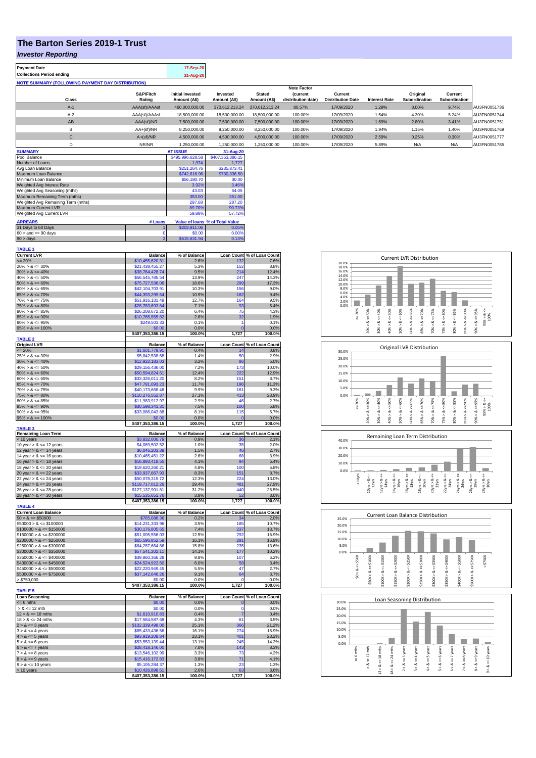# The Barton Series 2019-1 Trust

## *Investor Reporting*

| Payment Date | 17-Sep-20 |
|---|---|
| Collections Period ending | 31-Aug-20 |

**NOTE SUMMARY (FOLLOWING PAYMENT DAY DISTRIBUTION)**

| Class | S&P/Fitch Rating | Initial Invested Amount (A$) | Invested Amount (A$) | Stated Amount (A$) | Note Factor (current distribution date) | Current Distribution Date | Interest Rate | Original Subordination | Current Subordination | |
|---|---|---|---|---|---|---|---|---|---|---|
| A-1 | AAA(sf)/AAAsf | 460,000,000.00 | 370,612,213.24 | 370,612,213.24 | 80.57% | 17/09/2020 | 1.29% | 8.00% | 9.74% | AU3FN0051736 |
| A-2 | AAA(sf)/AAAsf | 18,500,000.00 | 18,500,000.00 | 18,500,000.00 | 100.00% | 17/09/2020 | 1.54% | 4.30% | 5.24% | AU3FN0051744 |
| AB | AAA(sf)/NR | 7,500,000.00 | 7,500,000.00 | 7,500,000.00 | 100.00% | 17/09/2020 | 1.69% | 2.80% | 3.41% | AU3FN0051751 |
| B | AA+(sf)/NR | 8,250,000.00 | 8,250,000.00 | 8,250,000.00 | 100.00% | 17/09/2020 | 1.94% | 1.15% | 1.40% | AU3FN0051769 |
| C | A+(sf)/NR | 4,500,000.00 | 4,500,000.00 | 4,500,000.00 | 100.00% | 17/09/2020 | 2.59% | 0.25% | 0.30% | AU3FN0051777 |
| D | NR/NR | 1,250,000.00 | 1,250,000.00 | 1,250,000.00 | 100.00% | 17/09/2020 | 5.89% | N/A | N/A | AU3FN0051785 |

| SUMMARY | AT ISSUE | 31-Aug-20 |
|---|---|---|
| Pool Balance | $495,996,628.58 | $407,353,386.15 |
| Number of Loans | 1,974 | 1,727 |
| Avg Loan Balance | $251,264.76 | $235,873.41 |
| Maximum Loan Balance | $742,616.96 | $730,336.50 |
| Minimum Loan Balance | $56,180.70 | $0.00 |
| Weighted Avg Interest Rate | 3.92% | 3.46% |
| Weighted Avg Seasoning (mths) | 43.03 | 54.05 |
| Maximum Remaining Term (mths) | 353.00 | 351.00 |
| Weighted Avg Remaining Term (mths) | 297.68 | 287.20 |
| Maximum Current LVR | 89.70% | 90.73% |
| Weighted Avg Current LVR | 59.88% | 57.72% |

| ARREARS | # Loans | Value of loans | % of Total Value |
|---|---|---|---|
| 31 Days to 60 Days | 1 | $203,911.06 | 0.05% |
| 60 > and <= 90 days | 0 | $0.00 | 0.00% |
| 90 > days | 2 | $515,631.94 | 0.13% |

**TABLE 1**

| Current LVR | Balance | % of Balance | Loan Count | % of Loan Count |
|---|---|---|---|---|
| <= 20% | $10,455,620.31 | 2.6% | 132 | 7.6% |
| 20% > & <= 30% | $21,438,455.27 | 5.3% | 152 | 8.8% |
| 30% > & <= 40% | $38,764,428.74 | 9.5% | 214 | 12.4% |
| 40% > & <= 50% | $56,545,785.54 | 13.9% | 247 | 14.3% |
| 50% > & <= 60% | $75,727,536.06 | 18.6% | 299 | 17.3% |
| 60% > & <= 65% | $42,104,703.91 | 10.3% | 156 | 9.0% |
| 65% > & <= 70% | $44,393,299.64 | 10.9% | 162 | 9.4% |
| 70% > & <= 75% | $51,916,131.49 | 12.7% | 164 | 9.5% |
| 75% > & <= 80% | $28,783,693.84 | 7.1% | 93 | 5.4% |
| 80% > & <= 85% | $26,208,672.20 | 6.4% | 75 | 4.3% |
| 85% > & <= 90% | $10,765,555.82 | 2.6% | 32 | 1.9% |
| 90% > & <= 95% | $249,503.33 | 0.1% | 1 | 0.1% |
| 95% > & <= 100% | $0.00 | 0.0% | 0 | 0.0% |
| | $407,353,386.15 | 100.0% | 1,727 | 100.0% |

**TABLE 2**

| Original LVR | Balance | % of Balance | Loan Count | % of Loan Count |
|---|---|---|---|---|
| <= 20% | $1,601,779.91 | 0.4% | 14 | 0.8% |
| 25% > & <= 30% | $5,842,538.68 | 1.4% | 50 | 2.9% |
| 30% > & <= 40% | $12,922,183.03 | 3.2% | 86 | 5.0% |
| 40% > & <= 50% | $29,156,436.00 | 7.2% | 173 | 10.0% |
| 50% > & <= 60% | $50,594,824.61 | 12.4% | 222 | 12.9% |
| 60% > & <= 65% | $33,326,011.20 | 8.2% | 151 | 8.7% |
| 65% > & <= 70% | $47,791,093.23 | 11.7% | 196 | 11.3% |
| 70% > & <= 75% | $40,173,668.46 | 9.9% | 161 | 9.3% |
| 75% > & <= 80% | $110,276,552.87 | 27.1% | 413 | 23.9% |
| 80% > & <= 85% | $11,983,912.97 | 2.9% | 46 | 2.7% |
| 85% > & <= 90% | $30,598,341.31 | 7.5% | 100 | 5.8% |
| 90% > & <= 95% | $33,086,043.88 | 8.1% | 115 | 6.7% |
| 95% > & <= 100% | $0.00 | 0.0% | 0 | 0.0% |
| | $407,353,386.15 | 100.0% | 1,727 | 100.0% |

**TABLE 3**

| Remaining Loan Term | Balance | % of Balance | Loan Count | % of Loan Count |
|---|---|---|---|---|
| < 10 years | $3,832,000.79 | 0.9% | 36 | 2.1% |
| 10 year > & <= 12 years | $4,089,502.52 | 1.0% | 35 | 2.0% |
| 12 year > & <= 14 years | $6,046,203.38 | 1.5% | 46 | 2.7% |
| 14 year > & <= 16 years | $10,465,451.22 | 2.6% | 68 | 3.9% |
| 16 year > & <= 18 years | $16,893,418.55 | 4.1% | 94 | 5.4% |
| 18 year > & <= 20 years | $19,620,260.21 | 4.8% | 100 | 5.8% |
| 20 year > & <= 22 years | $33,937,667.93 | 8.3% | 151 | 8.7% |
| 22 year > & <= 24 years | $50,078,315.72 | 12.3% | 224 | 13.0% |
| 24 year > & <= 26 years | $119,717,012.26 | 29.4% | 481 | 27.9% |
| 26 year > & <= 28 years | $127,137,901.81 | 31.2% | 440 | 25.5% |
| 28 year > & <= 30 years | $15,535,651.76 | 3.8% | 52 | 3.0% |
| | $407,353,386.15 | 100.0% | 1,727 | 100.0% |

**TABLE 4**

| Current Loan Balance | Balance | % of Balance | Loan Count | % of Loan Count |
|---|---|---|---|---|
| $0 > & <= $50000 | $765,086.36 | 0.2% | 34 | 2.0% |
| $50000 > & <= $100000 | $14,231,333.96 | 3.5% | 185 | 10.7% |
| $100000 > & <= $150000 | $30,176,805.65 | 7.4% | 237 | 13.7% |
| $150000 > & <= $200000 | $51,005,556.03 | 12.5% | 292 | 16.9% |
| $200000 > & <= $250000 | $65,596,852.59 | 16.1% | 291 | 16.9% |
| $250000 > & <= $300000 | $64,287,664.86 | 15.8% | 235 | 13.6% |
| $300000 > & <= $350000 | $57,541,202.11 | 14.1% | 177 | 10.2% |
| $350000 > & <= $400000 | $39,860,366.28 | 9.8% | 107 | 6.2% |
| $400000 > & <= $450000 | $24,524,922.60 | 6.0% | 58 | 3.4% |
| $450000 > & <= $500000 | $22,220,949.45 | 5.5% | 47 | 2.7% |
| $500000 > & <= $750000 | $37,142,646.26 | 9.1% | 64 | 3.7% |
| > $750,000 | $0.00 | 0.0% | 0 | 0.0% |
| | $407,353,386.15 | 100.0% | 1,727 | 100.0% |

**TABLE 5**

| Loan Seasoning | Balance | % of Balance | Loan Count | % of Loan Count |
|---|---|---|---|---|
| <= 6 mths | $0.00 | 0.0% | 0 | 0.0% |
| > & <= 12 mth | $0.00 | 0.0% | 0 | 0.0% |
| 12 > & <= 18 mths | $1,610,910.83 | 0.4% | 7 | 0.4% |
| 18 > & <= 24 mths | $17,584,587.68 | 4.3% | 61 | 3.5% |
| 2 > & <= 3 years | $102,339,498.00 | 25.1% | 366 | 21.2% |
| 3 > & <= 4 years | $65,433,436.56 | 16.1% | 274 | 15.9% |
| 4 > & <= 5 years | $93,919,208.84 | 23.1% | 401 | 23.2% |
| 5 > & <= 6 years | $53,553,139.44 | 13.1% | 245 | 14.2% |
| 6 > & <= 7 years | $28,418,146.00 | 7.0% | 143 | 8.3% |
| 7 > & <= 8 years | $13,546,102.99 | 3.3% | 73 | 4.2% |
| 8 > & <= 9 years | $15,416,172.83 | 3.8% | 71 | 4.1% |
| 9 > & <= 10 years | $5,105,284.37 | 1.3% | 23 | 1.3% |
| > 10 years | $10,426,898.61 | 2.6% | 63 | 3.6% |
| | $407,353,386.15 | 100.0% | 1,727 | 100.0% |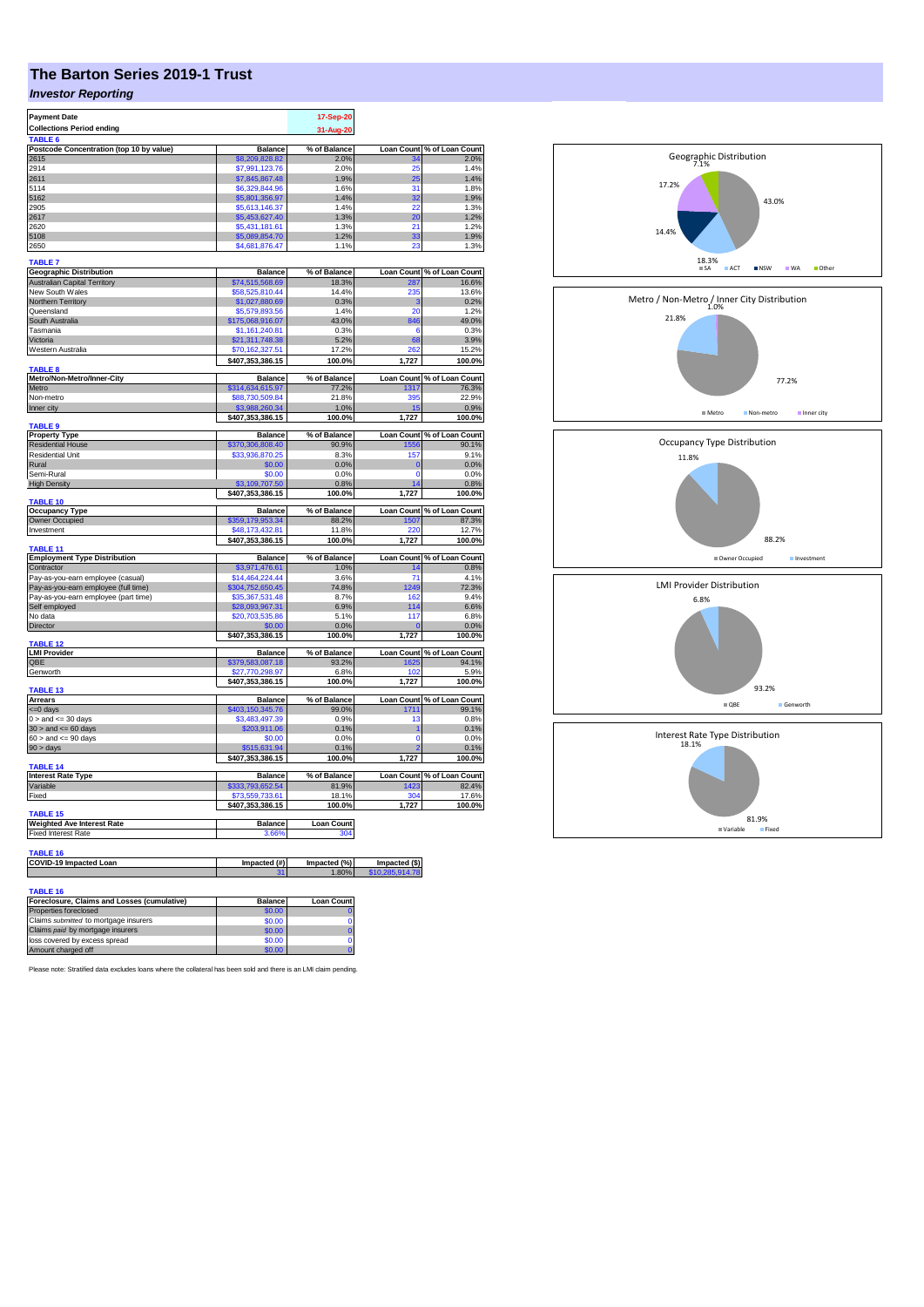# The Barton Series 2019-1 Trust

## *Investor Reporting*

| Payment Date | 17-Sep-20 |
|---|---|
| Collections Period ending | 31-Aug-20 |

**TABLE 6**

| Postcode Concentration (top 10 by value) | Balance | % of Balance | Loan Count | % of Loan Count |
|---|---|---|---|---|
| 2615 | $8,209,828.82 | 2.0% | 34 | 2.0% |
| 2914 | $7,991,123.76 | 2.0% | 25 | 1.4% |
| 2611 | $7,845,867.48 | 1.9% | 25 | 1.4% |
| 5114 | $6,329,844.96 | 1.6% | 31 | 1.8% |
| 5162 | $5,801,356.97 | 1.4% | 32 | 1.9% |
| 2905 | $5,613,146.37 | 1.4% | 22 | 1.3% |
| 2617 | $5,453,627.40 | 1.3% | 20 | 1.2% |
| 2620 | $5,431,181.61 | 1.3% | 21 | 1.2% |
| 5108 | $5,089,854.70 | 1.2% | 33 | 1.9% |
| 2650 | $4,681,876.47 | 1.1% | 23 | 1.3% |

**TABLE 7**

| Geographic Distribution | Balance | % of Balance | Loan Count | % of Loan Count |
|---|---|---|---|---|
| Australian Capital Territory | $74,515,568.69 | 18.3% | 287 | 16.6% |
| New South Wales | $58,525,810.44 | 14.4% | 235 | 13.6% |
| Northern Territory | $1,027,880.69 | 0.3% | 3 | 0.2% |
| Queensland | $5,579,893.56 | 1.4% | 20 | 1.2% |
| South Australia | $175,068,916.07 | 43.0% | 846 | 49.0% |
| Tasmania | $1,161,240.81 | 0.3% | 6 | 0.3% |
| Victoria | $21,311,748.38 | 5.2% | 68 | 3.9% |
| Western Australia | $70,162,327.51 | 17.2% | 262 | 15.2% |
| | $407,353,386.15 | 100.0% | 1,727 | 100.0% |

**TABLE 8**

| Metro/Non-Metro/Inner-City | Balance | % of Balance | Loan Count | % of Loan Count |
|---|---|---|---|---|
| Metro | $314,634,615.97 | 77.2% | 1317 | 76.3% |
| Non-metro | $88,730,509.84 | 21.8% | 395 | 22.9% |
| Inner city | $3,988,260.34 | 1.0% | 15 | 0.9% |
| | $407,353,386.15 | 100.0% | 1,727 | 100.0% |

**TABLE 9**

| Property Type | Balance | % of Balance | Loan Count | % of Loan Count |
|---|---|---|---|---|
| Residential House | $370,306,808.40 | 90.9% | 1556 | 90.1% |
| Residential Unit | $33,936,870.25 | 8.3% | 157 | 9.1% |
| Rural | $0.00 | 0.0% | 0 | 0.0% |
| Semi-Rural | $0.00 | 0.0% | 0 | 0.0% |
| High Density | $3,109,707.50 | 0.8% | 14 | 0.8% |
| | $407,353,386.15 | 100.0% | 1,727 | 100.0% |

**TABLE 10**

| Occupancy Type | Balance | % of Balance | Loan Count | % of Loan Count |
|---|---|---|---|---|
| Owner Occupied | $359,179,953.34 | 88.2% | 1507 | 87.3% |
| Investment | $48,173,432.81 | 11.8% | 220 | 12.7% |
| | $407,353,386.15 | 100.0% | 1,727 | 100.0% |

**TABLE 11**

| Employment Type Distribution | Balance | % of Balance | Loan Count | % of Loan Count |
|---|---|---|---|---|
| Contractor | $3,971,476.61 | 1.0% | 14 | 0.8% |
| Pay-as-you-earn employee (casual) | $14,464,224.44 | 3.6% | 71 | 4.1% |
| Pay-as-you-earn employee (full time) | $304,752,650.45 | 74.8% | 1249 | 72.3% |
| Pay-as-you-earn employee (part time) | $35,367,531.48 | 8.7% | 162 | 9.4% |
| Self employed | $28,093,967.31 | 6.9% | 114 | 6.6% |
| No data | $20,703,535.86 | 5.1% | 117 | 6.8% |
| Director | $0.00 | 0.0% | 0 | 0.0% |
| | $407,353,386.15 | 100.0% | 1,727 | 100.0% |

**TABLE 12**

| LMI Provider | Balance | % of Balance | Loan Count | % of Loan Count |
|---|---|---|---|---|
| QBE | $379,583,087.18 | 93.2% | 1625 | 94.1% |
| Genworth | $27,770,298.97 | 6.8% | 102 | 5.9% |
| | $407,353,386.15 | 100.0% | 1,727 | 100.0% |

**TABLE 13**

| Arrears | Balance | % of Balance | Loan Count | % of Loan Count |
|---|---|---|---|---|
| <=0 days | $403,150,345.76 | 99.0% | 1711 | 99.1% |
| 0 > and <= 30 days | $3,483,497.39 | 0.9% | 13 | 0.8% |
| 30 > and <= 60 days | $203,911.06 | 0.1% | 1 | 0.1% |
| 60 > and <= 90 days | $0.00 | 0.0% | 0 | 0.0% |
| 90 > days | $515,631.94 | 0.1% | 2 | 0.1% |
| | $407,353,386.15 | 100.0% | 1,727 | 100.0% |

**TABLE 14**

| Interest Rate Type | Balance | % of Balance | Loan Count | % of Loan Count |
|---|---|---|---|---|
| Variable | $333,793,652.54 | 81.9% | 1423 | 82.4% |
| Fixed | $73,559,733.61 | 18.1% | 304 | 17.6% |
| | $407,353,386.15 | 100.0% | 1,727 | 100.0% |

**TABLE 15**

| Weighted Ave Interest Rate | Balance | Loan Count |
|---|---|---|
| Fixed Interest Rate | 3.66% | 304 |

**TABLE 16**

| COVID-19 Impacted Loan | Impacted (#) | Impacted (%) | Impacted ($) |
|---|---|---|---|
| | 31 | 1.80% | $10,285,914.78 |

**TABLE 16**

| Foreclosure, Claims and Losses (cumulative) | Balance | Loan Count |
|---|---|---|
| Properties foreclosed | $0.00 | 0 |
| Claims *submitted* to mortgage insurers | $0.00 | 0 |
| Claims *paid* by mortgage insurers | $0.00 | 0 |
| loss covered by excess spread | $0.00 | 0 |
| Amount charged off | $0.00 | 0 |

Please note: Stratified data excludes loans where the collateral has been sold and there is an LMI claim pending.

Geographic Distribution: SA 43.0%, ACT 18.3%, NSW 14.4%, WA 17.2%, Other 7.1%

Metro / Non-Metro / Inner City Distribution: Metro 77.2%, Non-metro 21.8%, Inner city 1.0%

Occupancy Type Distribution: Owner Occupied 88.2%, Investment 11.8%

LMI Provider Distribution: QBE 93.2%, Genworth 6.8%

Interest Rate Type Distribution: Variable 81.9%, Fixed 18.1%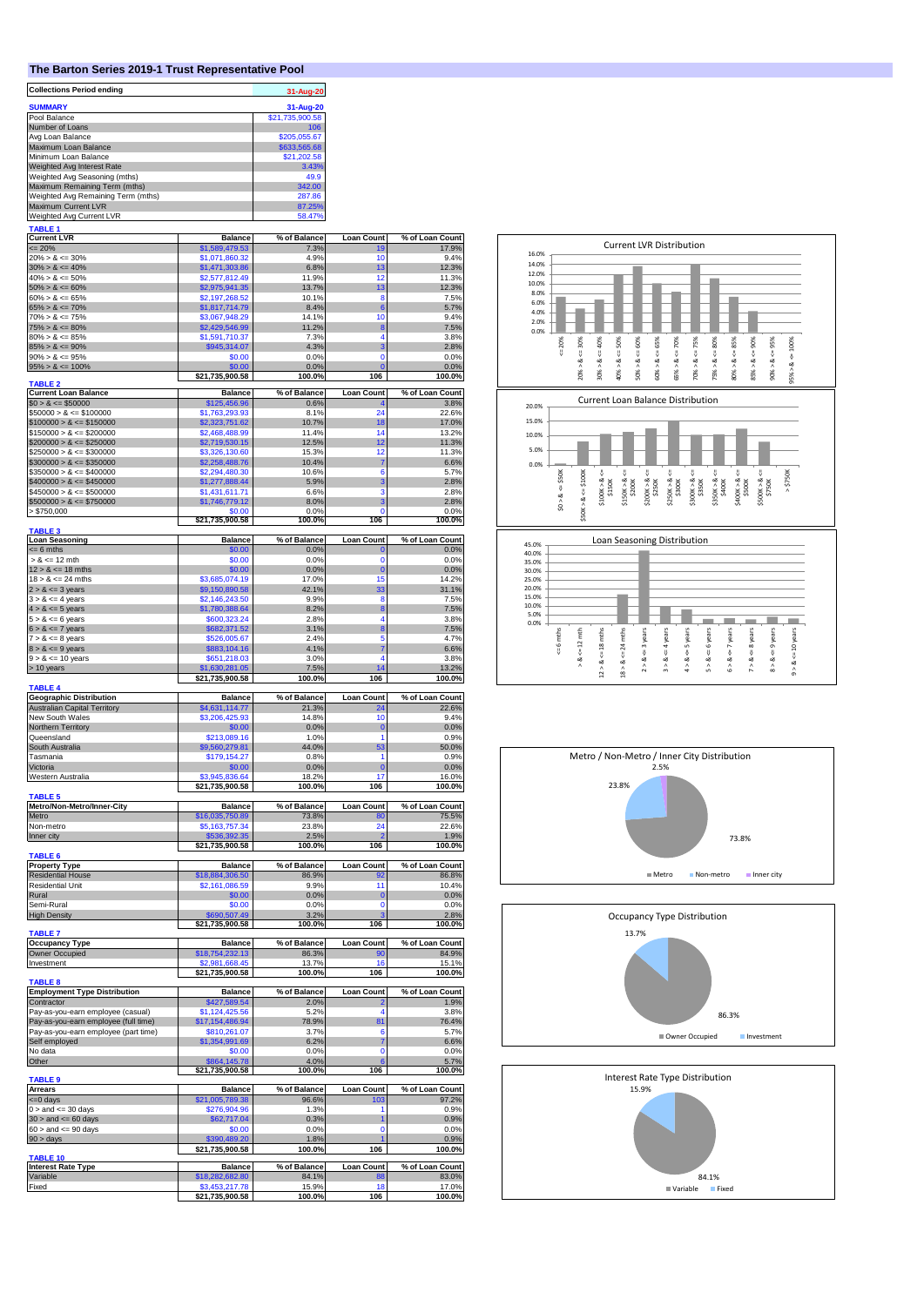# The Barton Series 2019-1 Trust Representative Pool

| Collections Period ending | 31-Aug-20 |
| --- | --- |

| SUMMARY | 31-Aug-20 |
| --- | --- |
| Pool Balance | $21,735,900.58 |
| Number of Loans | 106 |
| Avg Loan Balance | $205,055.67 |
| Maximum Loan Balance | $633,565.68 |
| Minimum Loan Balance | $21,202.58 |
| Weighted Avg Interest Rate | 3.43% |
| Weighted Avg Seasoning (mths) | 49.9 |
| Maximum Remaining Term (mths) | 342.00 |
| Weighted Avg Remaining Term (mths) | 287.86 |
| Maximum Current LVR | 87.25% |
| Weighted Avg Current LVR | 58.47% |

TABLE 1

| Current LVR | Balance | % of Balance | Loan Count | % of Loan Count |
| --- | --- | --- | --- | --- |
| <= 20% | $1,589,479.53 | 7.3% | 19 | 17.9% |
| 20% > & <= 30% | $1,071,860.32 | 4.9% | 10 | 9.4% |
| 30% > & <= 40% | $1,471,303.86 | 6.8% | 13 | 12.3% |
| 40% > & <= 50% | $2,577,812.49 | 11.9% | 12 | 11.3% |
| 50% > & <= 60% | $2,975,941.35 | 13.7% | 13 | 12.3% |
| 60% > & <= 65% | $2,197,268.52 | 10.1% | 8 | 7.5% |
| 65% > & <= 70% | $1,817,714.79 | 8.4% | 6 | 5.7% |
| 70% > & <= 75% | $3,067,948.29 | 14.1% | 10 | 9.4% |
| 75% > & <= 80% | $2,429,546.99 | 11.2% | 8 | 7.5% |
| 80% > & <= 85% | $1,591,710.37 | 7.3% | 4 | 3.8% |
| 85% > & <= 90% | $945,314.07 | 4.3% | 3 | 2.8% |
| 90% > & <= 95% | $0.00 | 0.0% | 0 | 0.0% |
| 95% > & <= 100% | $0.00 | 0.0% | 0 | 0.0% |
| | $21,735,900.58 | 100.0% | 106 | 100.0% |

TABLE 2

| Current Loan Balance | Balance | % of Balance | Loan Count | % of Loan Count |
| --- | --- | --- | --- | --- |
| $0 > & <= $50000 | $125,456.96 | 0.6% | 4 | 3.8% |
| $50000 > & <= $100000 | $1,763,293.93 | 8.1% | 24 | 22.6% |
| $100000 > & <= $150000 | $2,323,751.62 | 10.7% | 18 | 17.0% |
| $150000 > & <= $200000 | $2,468,488.99 | 11.4% | 14 | 13.2% |
| $200000 > & <= $250000 | $2,719,530.15 | 12.5% | 12 | 11.3% |
| $250000 > & <= $300000 | $3,326,130.60 | 15.3% | 12 | 11.3% |
| $300000 > & <= $350000 | $2,258,488.76 | 10.4% | 7 | 6.6% |
| $350000 > & <= $400000 | $2,294,480.30 | 10.6% | 6 | 5.7% |
| $400000 > & <= $450000 | $1,277,888.44 | 5.9% | 3 | 2.8% |
| $450000 > & <= $500000 | $1,431,611.71 | 6.6% | 3 | 2.8% |
| $500000 > & <= $750000 | $1,746,779.12 | 8.0% | 3 | 2.8% |
| > $750,000 | $0.00 | 0.0% | 0 | 0.0% |
| | $21,735,900.58 | 100.0% | 106 | 100.0% |

TABLE 3

| Loan Seasoning | Balance | % of Balance | Loan Count | % of Loan Count |
| --- | --- | --- | --- | --- |
| <= 6 mths | $0.00 | 0.0% | 0 | 0.0% |
| > & <= 12 mth | $0.00 | 0.0% | 0 | 0.0% |
| 12 > & <= 18 mths | $0.00 | 0.0% | 0 | 0.0% |
| 18 > & <= 24 mths | $3,685,074.19 | 17.0% | 15 | 14.2% |
| 2 > & <= 3 years | $9,150,890.58 | 42.1% | 33 | 31.1% |
| 3 > & <= 4 years | $2,146,243.50 | 9.9% | 8 | 7.5% |
| 4 > & <= 5 years | $1,780,388.64 | 8.2% | 8 | 7.5% |
| 5 > & <= 6 years | $600,323.24 | 2.8% | 4 | 3.8% |
| 6 > & <= 7 years | $682,371.52 | 3.1% | 8 | 7.5% |
| 7 > & <= 8 years | $526,005.67 | 2.4% | 5 | 4.7% |
| 8 > & <= 9 years | $883,104.16 | 4.1% | 7 | 6.6% |
| 9 > & <= 10 years | $651,218.03 | 3.0% | 4 | 3.8% |
| > 10 years | $1,630,281.05 | 7.5% | 14 | 13.2% |
| | $21,735,900.58 | 100.0% | 106 | 100.0% |

TABLE 4

| Geographic Distribution | Balance | % of Balance | Loan Count | % of Loan Count |
| --- | --- | --- | --- | --- |
| Australian Capital Territory | $4,631,114.77 | 21.3% | 24 | 22.6% |
| New South Wales | $3,206,425.93 | 14.8% | 10 | 9.4% |
| Northern Territory | $0.00 | 0.0% | 0 | 0.0% |
| Queensland | $213,089.16 | 1.0% | 1 | 0.9% |
| South Australia | $9,560,279.81 | 44.0% | 53 | 50.0% |
| Tasmania | $179,154.27 | 0.8% | 1 | 0.9% |
| Victoria | $0.00 | 0.0% | 0 | 0.0% |
| Western Australia | $3,945,836.64 | 18.2% | 17 | 16.0% |
| | $21,735,900.58 | 100.0% | 106 | 100.0% |

TABLE 5

| Metro/Non-Metro/Inner-City | Balance | % of Balance | Loan Count | % of Loan Count |
| --- | --- | --- | --- | --- |
| Metro | $16,035,750.89 | 73.8% | 80 | 75.5% |
| Non-metro | $5,163,757.34 | 23.8% | 24 | 22.6% |
| Inner city | $536,392.35 | 2.5% | 2 | 1.9% |
| | $21,735,900.58 | 100.0% | 106 | 100.0% |

TABLE 6

| Property Type | Balance | % of Balance | Loan Count | % of Loan Count |
| --- | --- | --- | --- | --- |
| Residential House | $18,884,306.50 | 86.9% | 92 | 86.8% |
| Residential Unit | $2,161,086.59 | 9.9% | 11 | 10.4% |
| Rural | $0.00 | 0.0% | 0 | 0.0% |
| Semi-Rural | $0.00 | 0.0% | 0 | 0.0% |
| High Density | $690,507.49 | 3.2% | 3 | 2.8% |
| | $21,735,900.58 | 100.0% | 106 | 100.0% |

TABLE 7

| Occupancy Type | Balance | % of Balance | Loan Count | % of Loan Count |
| --- | --- | --- | --- | --- |
| Owner Occupied | $18,754,232.13 | 86.3% | 90 | 84.9% |
| Investment | $2,981,668.45 | 13.7% | 16 | 15.1% |
| | $21,735,900.58 | 100.0% | 106 | 100.0% |

TABLE 8

| Employment Type Distribution | Balance | % of Balance | Loan Count | % of Loan Count |
| --- | --- | --- | --- | --- |
| Contractor | $427,589.54 | 2.0% | 2 | 1.9% |
| Pay-as-you-earn employee (casual) | $1,124,425.56 | 5.2% | 4 | 3.8% |
| Pay-as-you-earn employee (full time) | $17,154,486.94 | 78.9% | 81 | 76.4% |
| Pay-as-you-earn employee (part time) | $810,261.07 | 3.7% | 6 | 5.7% |
| Self employed | $1,354,991.69 | 6.2% | 7 | 6.6% |
| No data | $0.00 | 0.0% | 0 | 0.0% |
| Other | $864,145.78 | 4.0% | 6 | 5.7% |
| | $21,735,900.58 | 100.0% | 106 | 100.0% |

TABLE 9

| Arrears | Balance | % of Balance | Loan Count | % of Loan Count |
| --- | --- | --- | --- | --- |
| <=0 days | $21,005,789.38 | 96.6% | 103 | 97.2% |
| 0 > and <= 30 days | $276,904.96 | 1.3% | 1 | 0.9% |
| 30 > and <= 60 days | $62,717.04 | 0.3% | 1 | 0.9% |
| 60 > and <= 90 days | $0.00 | 0.0% | 0 | 0.0% |
| 90 > days | $390,489.20 | 1.8% | 1 | 0.9% |
| | $21,735,900.58 | 100.0% | 106 | 100.0% |

TABLE 10

| Interest Rate Type | Balance | % of Balance | Loan Count | % of Loan Count |
| --- | --- | --- | --- | --- |
| Variable | $18,282,682.80 | 84.1% | 88 | 83.0% |
| Fixed | $3,453,217.78 | 15.9% | 18 | 17.0% |
| | $21,735,900.58 | 100.0% | 106 | 100.0% |

Current LVR Distribution

16.0% 14.0% 12.0% 10.0% 8.0% 6.0% 4.0% 2.0% 0.0%

<= 20% | 20% > & <= 30% | 30% > & <= 40% | 40% > & <= 50% | 50% > & <= 60% | 60% > & <= 65% | 65% > & <= 70% | 70% > & <= 75% | 75% > & <= 80% | 80% > & <= 85% | 85% > & <= 90% | 90% > & <= 95% | 95% > & <= 100%

Current Loan Balance Distribution

20.0% 15.0% 10.0% 5.0% 0.0%

$0 > & <= $50K | $50K > & <= $100K | $100K > & <= $150K | $150K > & <= $200K | $200K > & <= $250K | $250K > & <= $300K | $300K > & <= $350K | $350K > & <= $400K | $400K > & <= $500K | $500K > & <= $750K | > $750K

Loan Seasoning Distribution

45.0% 40.0% 35.0% 30.0% 25.0% 20.0% 15.0% 10.0% 5.0% 0.0%

<= 6 mths | > & <= 12 mth | 12 > & <= 18 mths | 18 > & <= 24 mths | 2 > & <= 3 years | 3 > & <= 4 years | 4 > & <= 5 years | 5 > & <= 6 years | 6 > & <= 7 years | 7 > & <= 8 years | 8 > & <= 9 years | 9 > & <= 10 years

Metro / Non-Metro / Inner City Distribution

2.5%
23.8%
73.8%

Metro | Non-metro | Inner city

Occupancy Type Distribution

13.7%
86.3%

Owner Occupied | Investment

Interest Rate Type Distribution

15.9%
84.1%

Variable | Fixed